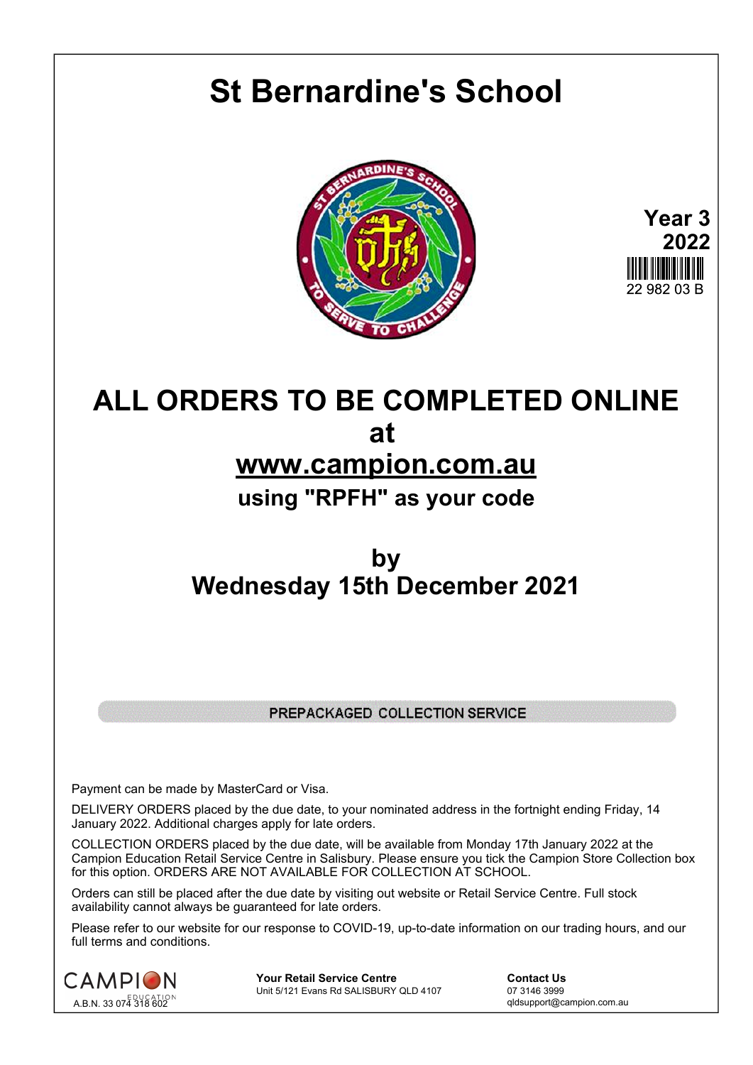# St Bernardine's School

**Year 3**
**2022**

22 982 03 B

# ALL ORDERS TO BE COMPLETED ONLINE

# at

# www.campion.com.au

## using "RPFH" as your code

# by

# Wednesday 15th December 2021

PREPACKAGED COLLECTION SERVICE

Payment can be made by MasterCard or Visa.

DELIVERY ORDERS placed by the due date, to your nominated address in the fortnight ending Friday, 14 January 2022. Additional charges apply for late orders.

COLLECTION ORDERS placed by the due date, will be available from Monday 17th January 2022 at the Campion Education Retail Service Centre in Salisbury. Please ensure you tick the Campion Store Collection box for this option. ORDERS ARE NOT AVAILABLE FOR COLLECTION AT SCHOOL.

Orders can still be placed after the due date by visiting out website or Retail Service Centre. Full stock availability cannot always be guaranteed for late orders.

Please refer to our website for our response to COVID-19, up-to-date information on our trading hours, and our full terms and conditions.

CAMPION EDUCATION
A.B.N. 33 074 318 602

**Your Retail Service Centre**
Unit 5/121 Evans Rd SALISBURY QLD 4107

**Contact Us**
07 3146 3999
qldsupport@campion.com.au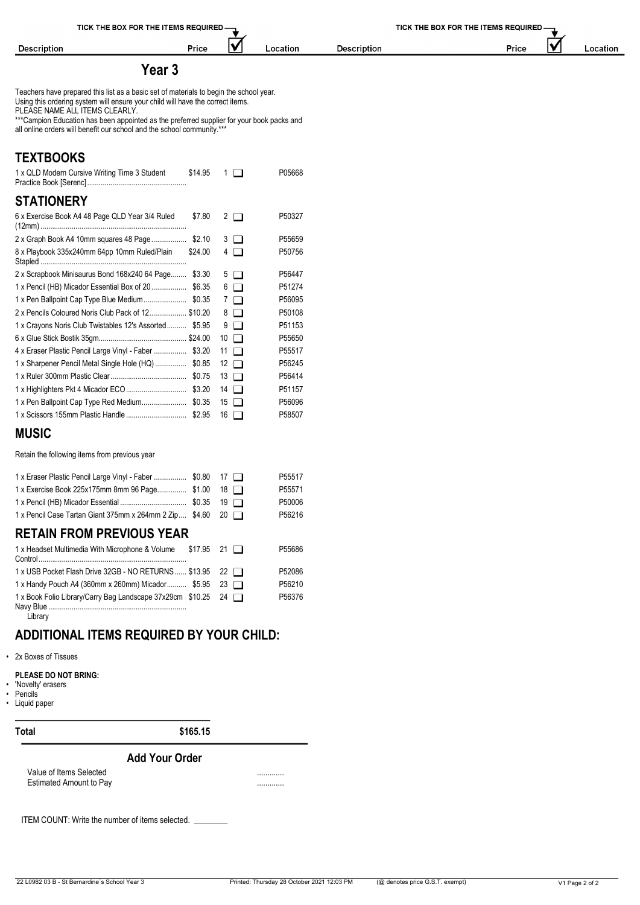## Year 3

Teachers have prepared this list as a basic set of materials to begin the school year.
Using this ordering system will ensure your child will have the correct items.
PLEASE NAME ALL ITEMS CLEARLY.
***Campion Education has been appointed as the preferred supplier for your book packs and all online orders will benefit our school and the school community.***

## TEXTBOOKS

| Description | Price | | Location |
|---|---|---|---|
| 1 x QLD Modern Cursive Writing Time 3 Student Practice Book [Serenc] | $14.95 | 1 ☐ | P05668 |

## STATIONERY

| Description | Price | | Location |
|---|---|---|---|
| 6 x Exercise Book A4 48 Page QLD Year 3/4 Ruled (12mm) | $7.80 | 2 ☐ | P50327 |
| 2 x Graph Book A4 10mm squares 48 Page | $2.10 | 3 ☐ | P55659 |
| 8 x Playbook 335x240mm 64pp 10mm Ruled/Plain Stapled | $24.00 | 4 ☐ | P50756 |
| 2 x Scrapbook Minisaurus Bond 168x240 64 Page | $3.30 | 5 ☐ | P56447 |
| 1 x Pencil (HB) Micador Essential Box of 20 | $6.35 | 6 ☐ | P51274 |
| 1 x Pen Ballpoint Cap Type Blue Medium | $0.35 | 7 ☐ | P56095 |
| 2 x Pencils Coloured Noris Club Pack of 12 | $10.20 | 8 ☐ | P50108 |
| 1 x Crayons Noris Club Twistables 12's Assorted | $5.95 | 9 ☐ | P51153 |
| 6 x Glue Stick Bostik 35gm | $24.00 | 10 ☐ | P55650 |
| 4 x Eraser Plastic Pencil Large Vinyl - Faber | $3.20 | 11 ☐ | P55517 |
| 1 x Sharpener Pencil Metal Single Hole (HQ) | $0.85 | 12 ☐ | P56245 |
| 1 x Ruler 300mm Plastic Clear | $0.75 | 13 ☐ | P56414 |
| 1 x Highlighters Pkt 4 Micador ECO | $3.20 | 14 ☐ | P51157 |
| 1 x Pen Ballpoint Cap Type Red Medium | $0.35 | 15 ☐ | P56096 |
| 1 x Scissors 155mm Plastic Handle | $2.95 | 16 ☐ | P58507 |

## MUSIC

Retain the following items from previous year

| Description | Price | | Location |
|---|---|---|---|
| 1 x Eraser Plastic Pencil Large Vinyl - Faber | $0.80 | 17 ☐ | P55517 |
| 1 x Exercise Book 225x175mm 8mm 96 Page | $1.00 | 18 ☐ | P55571 |
| 1 x Pencil (HB) Micador Essential | $0.35 | 19 ☐ | P50006 |
| 1 x Pencil Case Tartan Giant 375mm x 264mm 2 Zip | $4.60 | 20 ☐ | P56216 |

## RETAIN FROM PREVIOUS YEAR

| Description | Price | | Location |
|---|---|---|---|
| 1 x Headset Multimedia With Microphone & Volume Control | $17.95 | 21 ☐ | P55686 |
| 1 x USB Pocket Flash Drive 32GB - NO RETURNS | $13.95 | 22 ☐ | P52086 |
| 1 x Handy Pouch A4 (360mm x 260mm) Micador | $5.95 | 23 ☐ | P56210 |
| 1 x Book Folio Library/Carry Bag Landscape 37x29cm Navy Blue<br>Library | $10.25 | 24 ☐ | P56376 |

## ADDITIONAL ITEMS REQUIRED BY YOUR CHILD:

- 2x Boxes of Tissues

**PLEASE DO NOT BRING:**

- 'Novelty' erasers
- Pencils
- Liquid paper

**Total** **$165.15**

### Add Your Order

Value of Items Selected ............
Estimated Amount to Pay ............

ITEM COUNT: Write the number of items selected. ________